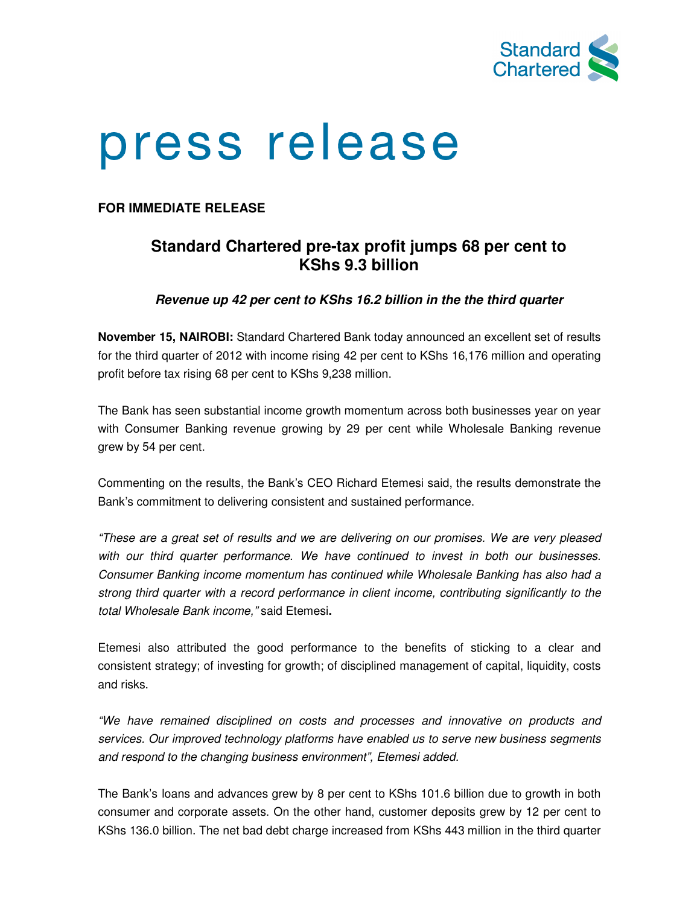# press release

**FOR IMMEDIATE RELEASE**

## Standard Chartered pre-tax profit jumps 68 per cent to KShs 9.3 billion

***Revenue up 42 per cent to KShs 16.2 billion in the the third quarter***

**November 15, NAIROBI:** Standard Chartered Bank today announced an excellent set of results for the third quarter of 2012 with income rising 42 per cent to KShs 16,176 million and operating profit before tax rising 68 per cent to KShs 9,238 million.

The Bank has seen substantial income growth momentum across both businesses year on year with Consumer Banking revenue growing by 29 per cent while Wholesale Banking revenue grew by 54 per cent.

Commenting on the results, the Bank's CEO Richard Etemesi said, the results demonstrate the Bank's commitment to delivering consistent and sustained performance.

*"These are a great set of results and we are delivering on our promises. We are very pleased with our third quarter performance. We have continued to invest in both our businesses. Consumer Banking income momentum has continued while Wholesale Banking has also had a strong third quarter with a record performance in client income, contributing significantly to the total Wholesale Bank income,"* said Etemesi**.**

Etemesi also attributed the good performance to the benefits of sticking to a clear and consistent strategy; of investing for growth; of disciplined management of capital, liquidity, costs and risks.

*"We have remained disciplined on costs and processes and innovative on products and services. Our improved technology platforms have enabled us to serve new business segments and respond to the changing business environment", Etemesi added.*

The Bank's loans and advances grew by 8 per cent to KShs 101.6 billion due to growth in both consumer and corporate assets. On the other hand, customer deposits grew by 12 per cent to KShs 136.0 billion. The net bad debt charge increased from KShs 443 million in the third quarter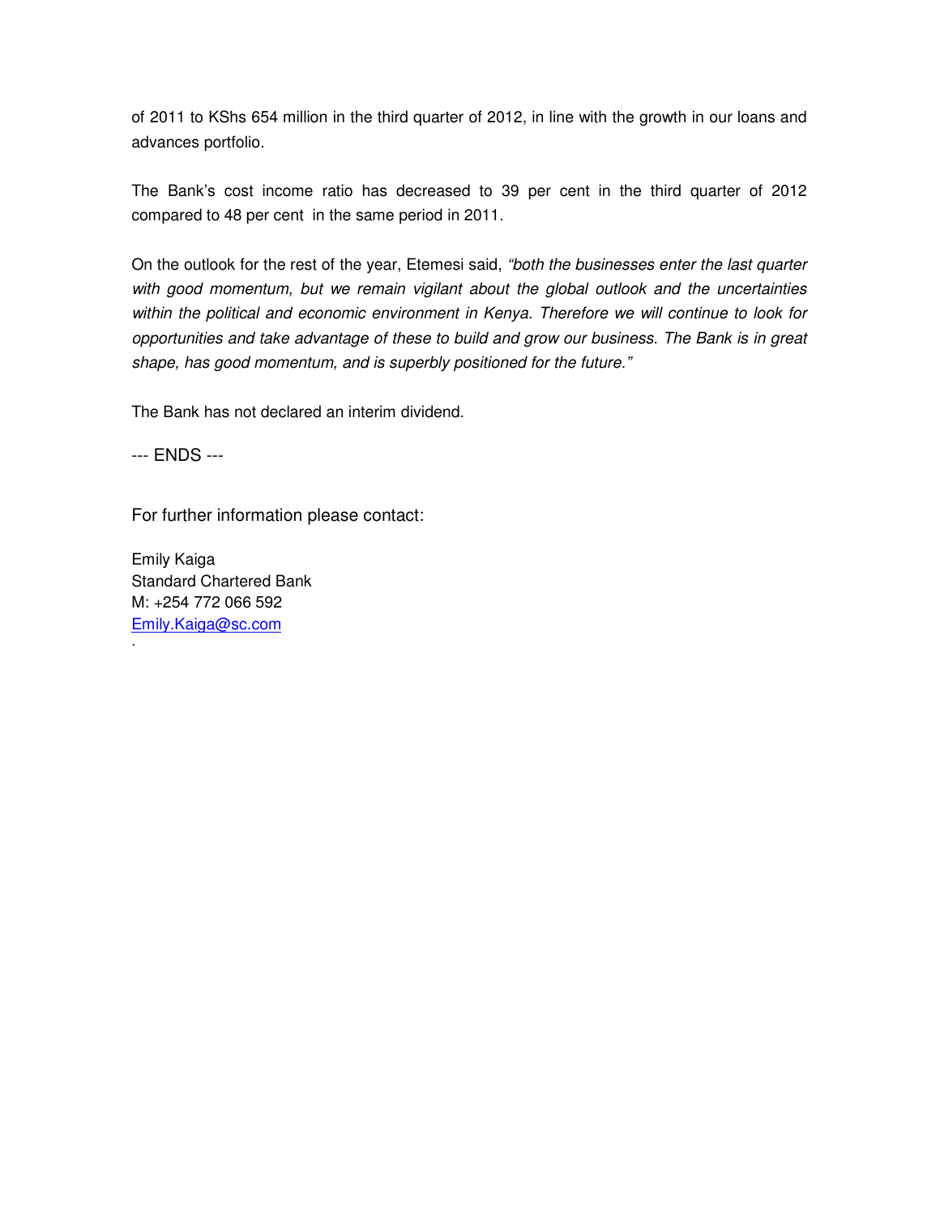of 2011 to KShs 654 million in the third quarter of 2012, in line with the growth in our loans and advances portfolio.

The Bank's cost income ratio has decreased to 39 per cent in the third quarter of 2012 compared to 48 per cent in the same period in 2011.

On the outlook for the rest of the year, Etemesi said, *"both the businesses enter the last quarter with good momentum, but we remain vigilant about the global outlook and the uncertainties within the political and economic environment in Kenya. Therefore we will continue to look for opportunities and take advantage of these to build and grow our business. The Bank is in great shape, has good momentum, and is superbly positioned for the future."*

The Bank has not declared an interim dividend.

--- ENDS ---

For further information please contact:

Emily Kaiga  
Standard Chartered Bank  
M: +254 772 066 592  
Emily.Kaiga@sc.com